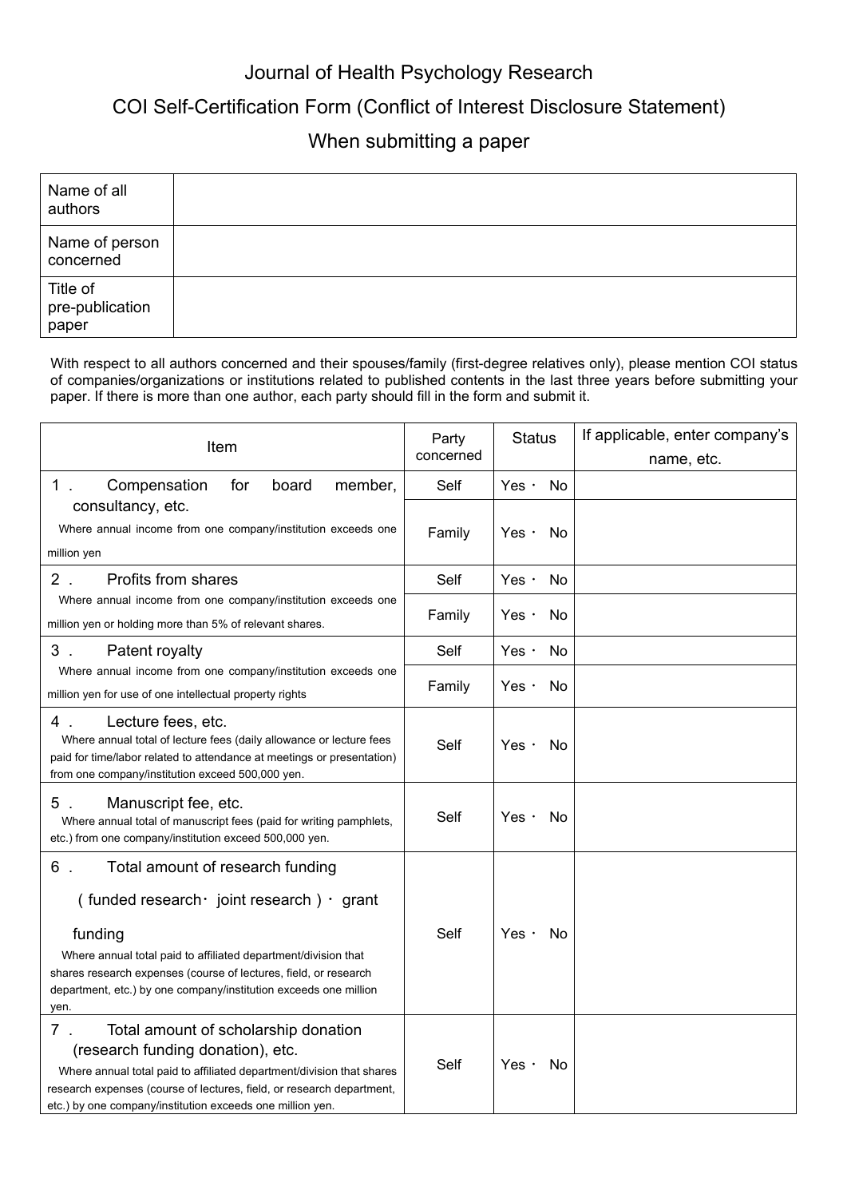# Journal of Health Psychology Research

## COI Self-Certification Form (Conflict of Interest Disclosure Statement)

## When submitting a paper

| Name of all authors | |
|---|---|
| Name of person concerned | |
| Title of pre-publication paper | |

With respect to all authors concerned and their spouses/family (first-degree relatives only), please mention COI status of companies/organizations or institutions related to published contents in the last three years before submitting your paper. If there is more than one author, each party should fill in the form and submit it.

| Item | Party concerned | Status | If applicable, enter company's name, etc. |
|---|---|---|---|
| 1． Compensation for board member, consultancy, etc. Where annual income from one company/institution exceeds one million yen | Self | Yes・ No | |
| | Family | Yes・ No | |
| 2． Profits from shares Where annual income from one company/institution exceeds one million yen or holding more than 5% of relevant shares. | Self | Yes・ No | |
| | Family | Yes・ No | |
| 3． Patent royalty Where annual income from one company/institution exceeds one million yen for use of one intellectual property rights | Self | Yes・ No | |
| | Family | Yes・ No | |
| 4． Lecture fees, etc. Where annual total of lecture fees (daily allowance or lecture fees paid for time/labor related to attendance at meetings or presentation) from one company/institution exceed 500,000 yen. | Self | Yes・ No | |
| 5． Manuscript fee, etc. Where annual total of manuscript fees (paid for writing pamphlets, etc.) from one company/institution exceed 500,000 yen. | Self | Yes・ No | |
| 6． Total amount of research funding （funded research・ joint research）・ grant funding Where annual total paid to affiliated department/division that shares research expenses (course of lectures, field, or research department, etc.) by one company/institution exceeds one million yen. | Self | Yes・ No | |
| 7． Total amount of scholarship donation (research funding donation), etc. Where annual total paid to affiliated department/division that shares research expenses (course of lectures, field, or research department, etc.) by one company/institution exceeds one million yen. | Self | Yes・ No | |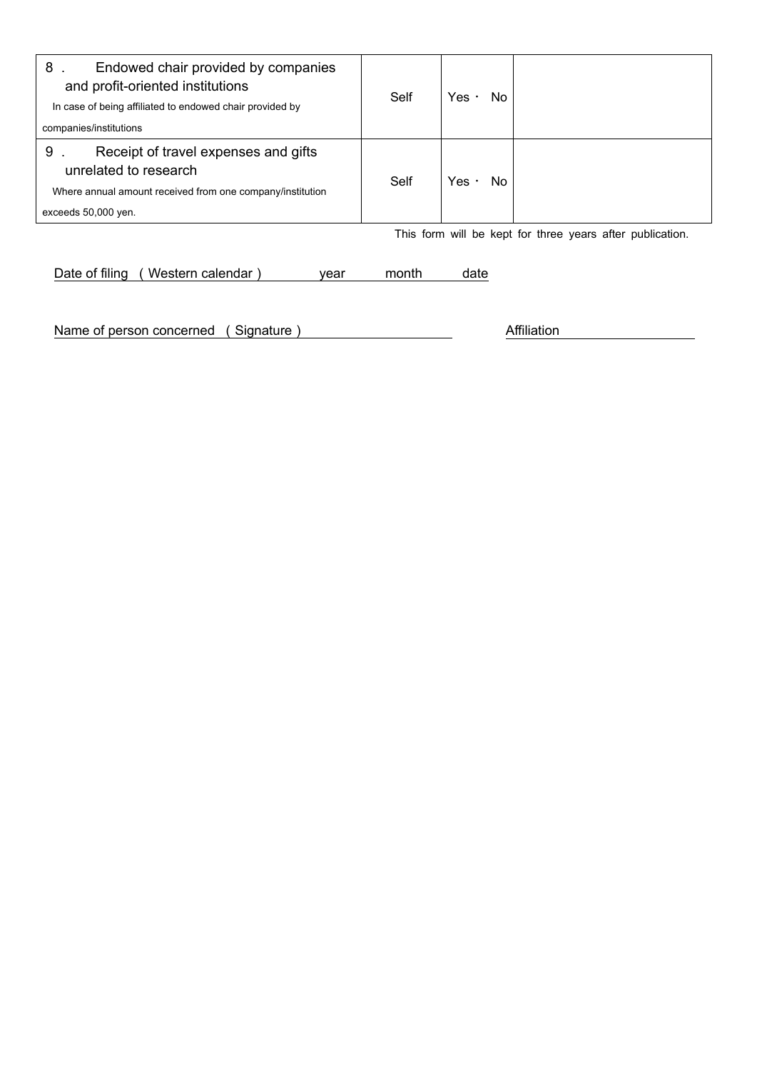| | | | |
|---|---|---|---|
| 8． Endowed chair provided by companies and profit-oriented institutions<br>In case of being affiliated to endowed chair provided by companies/institutions | Self | Yes・ No | |
| 9． Receipt of travel expenses and gifts unrelated to research<br>Where annual amount received from one company/institution exceeds 50,000 yen. | Self | Yes・ No | |

This form will be kept for three years after publication.

Date of filing （Western calendar） year month date

Name of person concerned （Signature） Affiliation